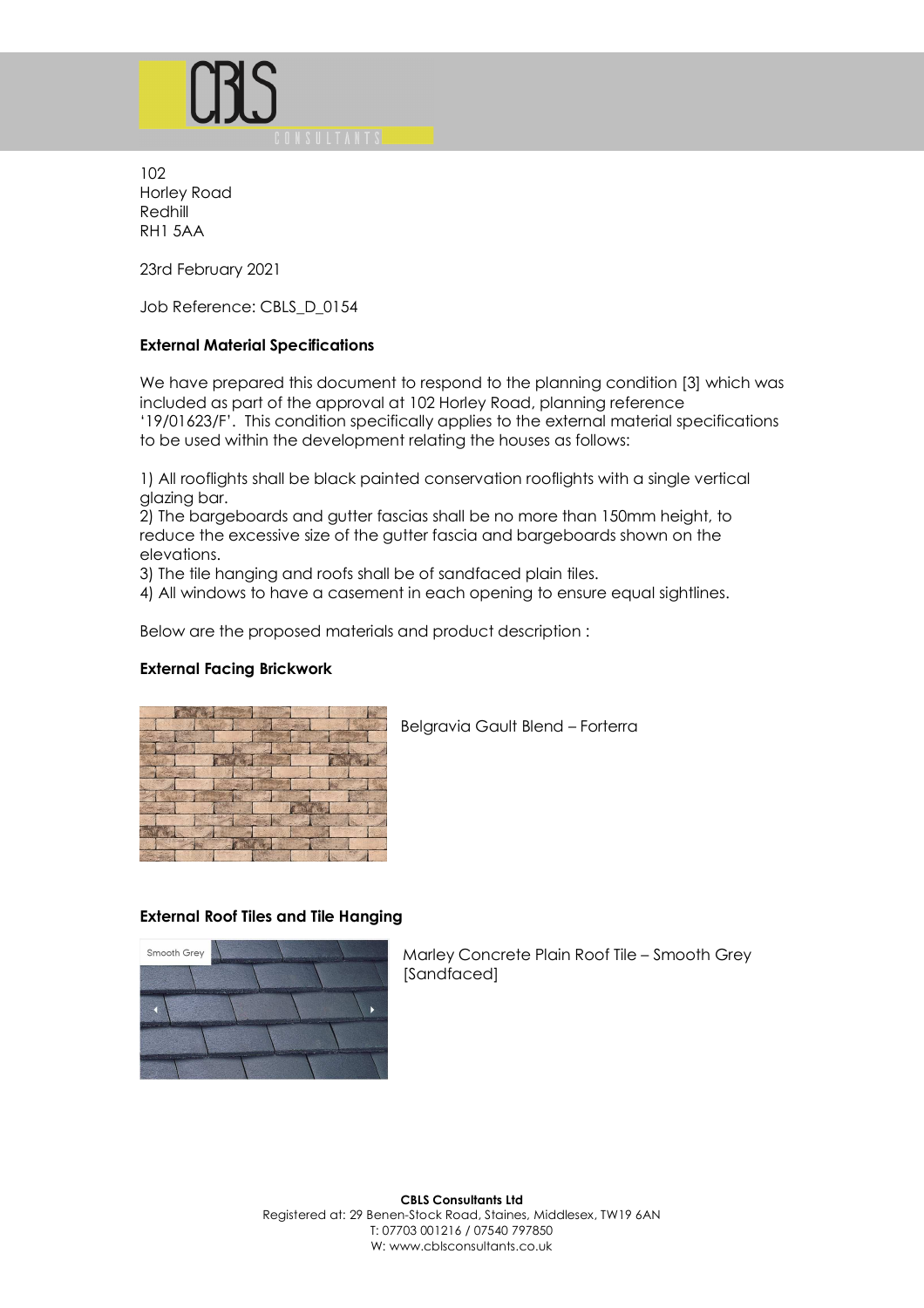102
Horley Road
Redhill
RH1 5AA

23rd February 2021

Job Reference: CBLS_D_0154

**External Material Specifications**

We have prepared this document to respond to the planning condition [3] which was included as part of the approval at 102 Horley Road, planning reference '19/01623/F'. This condition specifically applies to the external material specifications to be used within the development relating the houses as follows:

1) All rooflights shall be black painted conservation rooflights with a single vertical glazing bar.
2) The bargeboards and gutter fascias shall be no more than 150mm height, to reduce the excessive size of the gutter fascia and bargeboards shown on the elevations.
3) The tile hanging and roofs shall be of sandfaced plain tiles.
4) All windows to have a casement in each opening to ensure equal sightlines.

Below are the proposed materials and product description :

**External Facing Brickwork**

Belgravia Gault Blend – Forterra

**External Roof Tiles and Tile Hanging**

Marley Concrete Plain Roof Tile – Smooth Grey [Sandfaced]

**CBLS Consultants Ltd**
Registered at: 29 Benen-Stock Road, Staines, Middlesex, TW19 6AN
T: 07703 001216 / 07540 797850
W: www.cblsconsultants.co.uk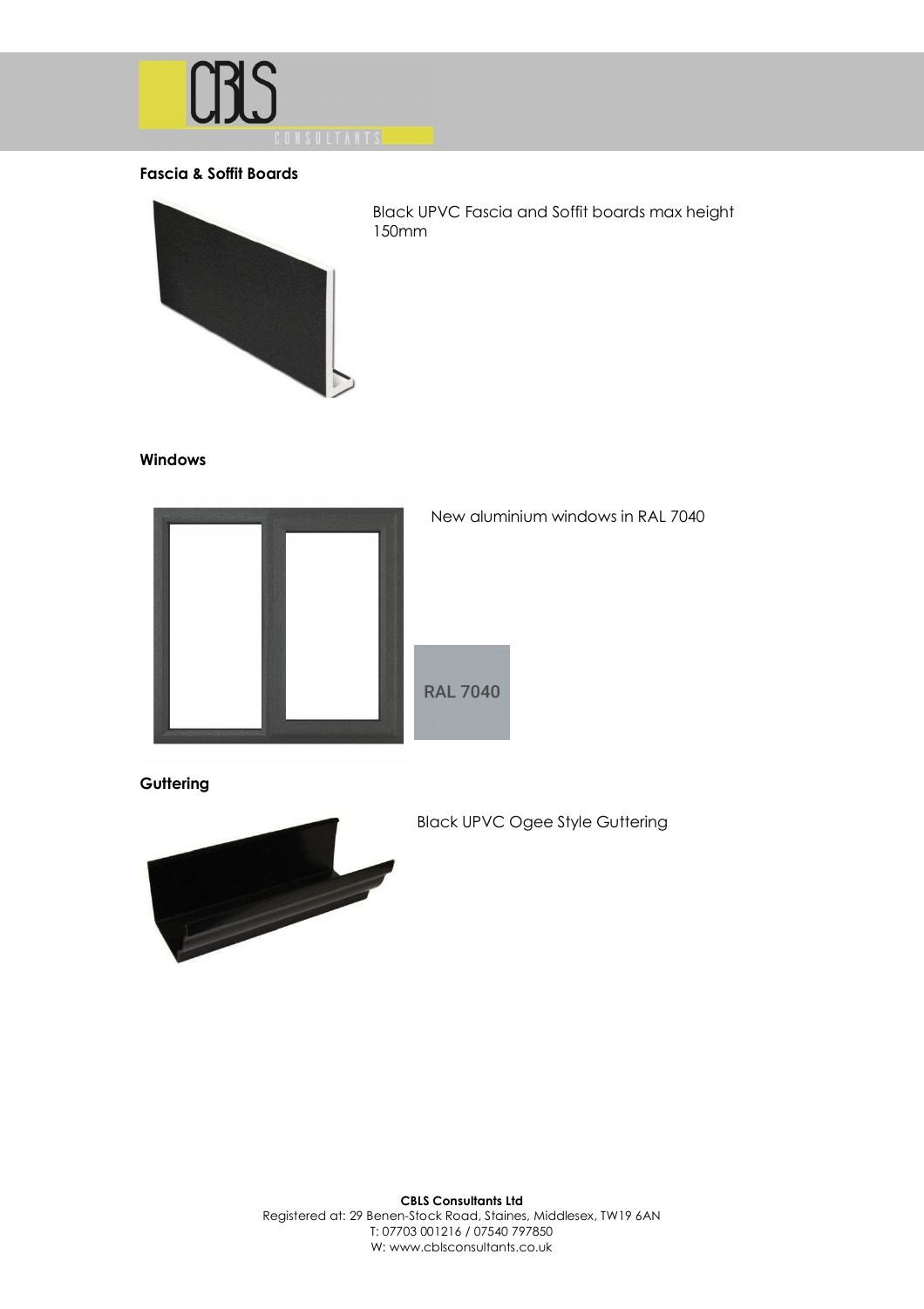## Fascia & Soffit Boards

Black UPVC Fascia and Soffit boards max height 150mm

## Windows

New aluminium windows in RAL 7040

RAL 7040

## Guttering

Black UPVC Ogee Style Guttering

**CBLS Consultants Ltd**
Registered at: 29 Benen-Stock Road, Staines, Middlesex, TW19 6AN
T: 07703 001216 / 07540 797850
W: www.cblsconsultants.co.uk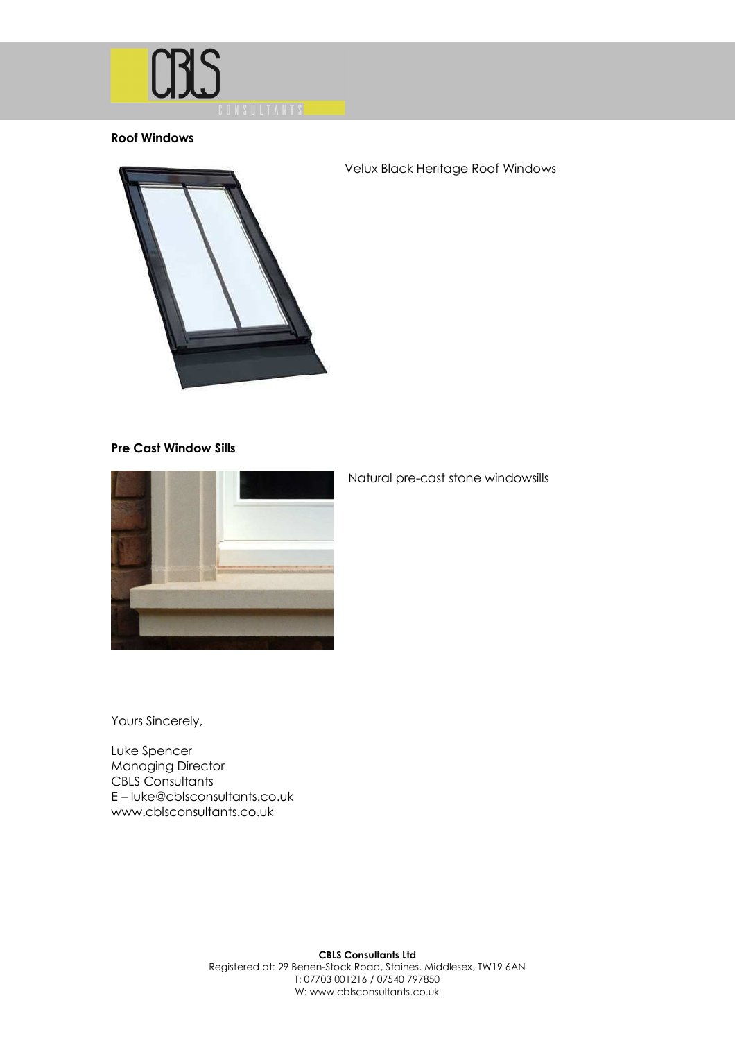**Roof Windows**

Velux Black Heritage Roof Windows

**Pre Cast Window Sills**

Natural pre-cast stone windowsills

Yours Sincerely,

Luke Spencer
Managing Director
CBLS Consultants
E – luke@cblsconsultants.co.uk
www.cblsconsultants.co.uk

**CBLS Consultants Ltd**
Registered at: 29 Benen-Stock Road, Staines, Middlesex, TW19 6AN
T: 07703 001216 / 07540 797850
W: www.cblsconsultants.co.uk